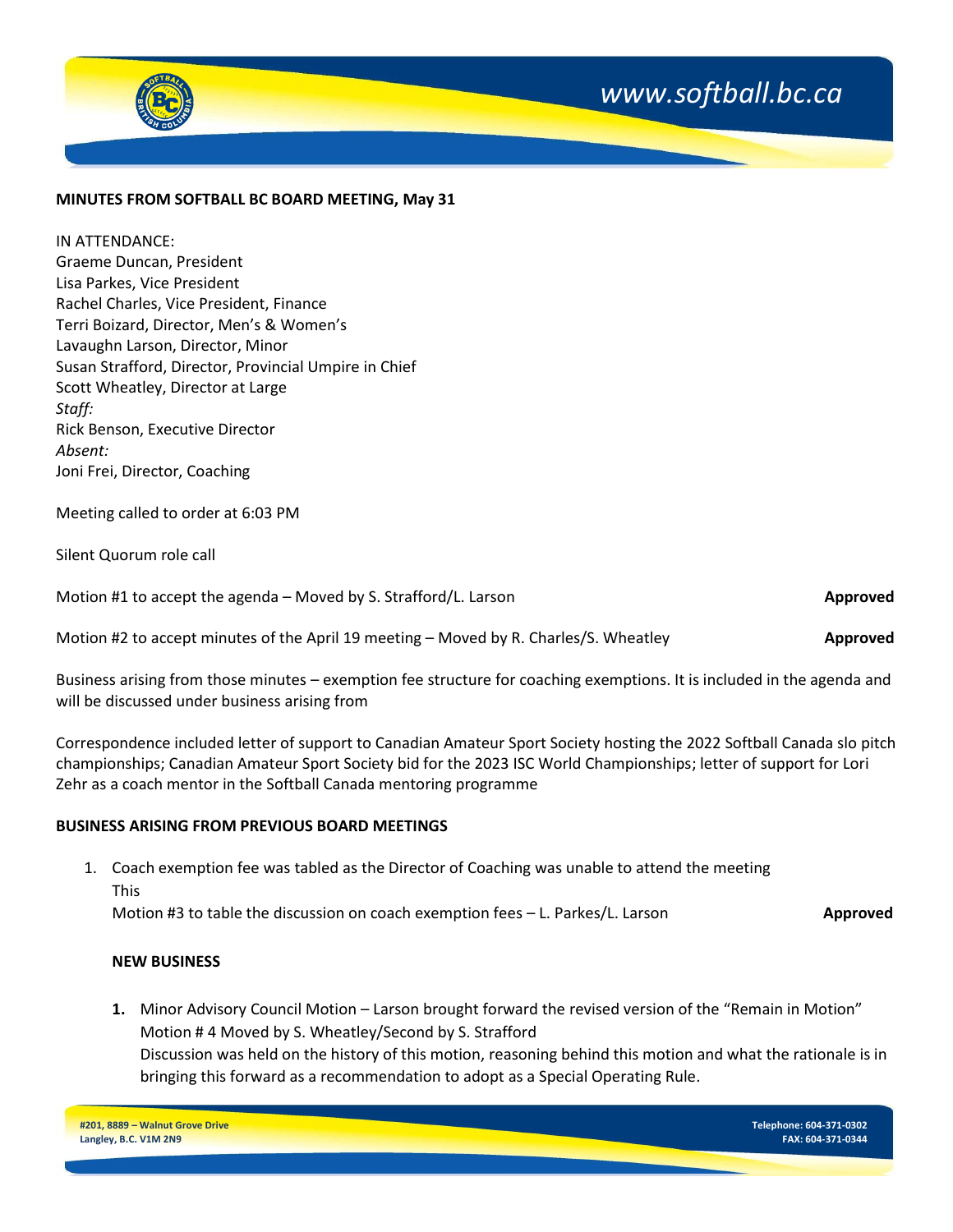**MINUTES FROM SOFTBALL BC BOARD MEETING, May 31**

IN ATTENDANCE:
Graeme Duncan, President
Lisa Parkes, Vice President
Rachel Charles, Vice President, Finance
Terri Boizard, Director, Men's & Women's
Lavaughn Larson, Director, Minor
Susan Strafford, Director, Provincial Umpire in Chief
Scott Wheatley, Director at Large
*Staff:*
Rick Benson, Executive Director
*Absent:*
Joni Frei, Director, Coaching

Meeting called to order at 6:03 PM

Silent Quorum role call

Motion #1 to accept the agenda – Moved by S. Strafford/L. Larson **Approved**

Motion #2 to accept minutes of the April 19 meeting – Moved by R. Charles/S. Wheatley **Approved**

Business arising from those minutes – exemption fee structure for coaching exemptions. It is included in the agenda and will be discussed under business arising from

Correspondence included letter of support to Canadian Amateur Sport Society hosting the 2022 Softball Canada slo pitch championships; Canadian Amateur Sport Society bid for the 2023 ISC World Championships; letter of support for Lori Zehr as a coach mentor in the Softball Canada mentoring programme

**BUSINESS ARISING FROM PREVIOUS BOARD MEETINGS**

1. Coach exemption fee was tabled as the Director of Coaching was unable to attend the meeting
   This
   Motion #3 to table the discussion on coach exemption fees – L. Parkes/L. Larson **Approved**

**NEW BUSINESS**

1. **Minor Advisory Council Motion** – Larson brought forward the revised version of the "Remain in Motion"
   Motion # 4 Moved by S. Wheatley/Second by S. Strafford
   Discussion was held on the history of this motion, reasoning behind this motion and what the rationale is in bringing this forward as a recommendation to adopt as a Special Operating Rule.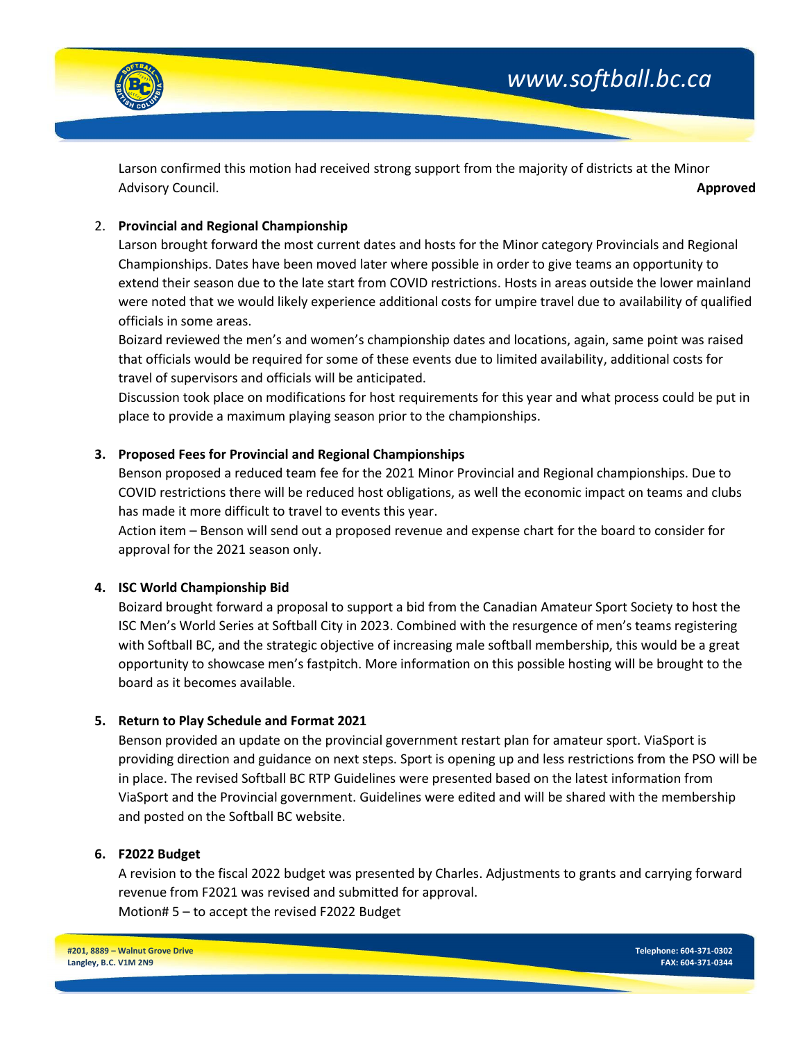Larson confirmed this motion had received strong support from the majority of districts at the Minor Advisory Council. **Approved**

2. **Provincial and Regional Championship**

   Larson brought forward the most current dates and hosts for the Minor category Provincials and Regional Championships. Dates have been moved later where possible in order to give teams an opportunity to extend their season due to the late start from COVID restrictions. Hosts in areas outside the lower mainland were noted that we would likely experience additional costs for umpire travel due to availability of qualified officials in some areas.

   Boizard reviewed the men's and women's championship dates and locations, again, same point was raised that officials would be required for some of these events due to limited availability, additional costs for travel of supervisors and officials will be anticipated.

   Discussion took place on modifications for host requirements for this year and what process could be put in place to provide a maximum playing season prior to the championships.

3. **Proposed Fees for Provincial and Regional Championships**

   Benson proposed a reduced team fee for the 2021 Minor Provincial and Regional championships. Due to COVID restrictions there will be reduced host obligations, as well the economic impact on teams and clubs has made it more difficult to travel to events this year.

   Action item – Benson will send out a proposed revenue and expense chart for the board to consider for approval for the 2021 season only.

4. **ISC World Championship Bid**

   Boizard brought forward a proposal to support a bid from the Canadian Amateur Sport Society to host the ISC Men's World Series at Softball City in 2023. Combined with the resurgence of men's teams registering with Softball BC, and the strategic objective of increasing male softball membership, this would be a great opportunity to showcase men's fastpitch. More information on this possible hosting will be brought to the board as it becomes available.

5. **Return to Play Schedule and Format 2021**

   Benson provided an update on the provincial government restart plan for amateur sport. ViaSport is providing direction and guidance on next steps. Sport is opening up and less restrictions from the PSO will be in place. The revised Softball BC RTP Guidelines were presented based on the latest information from ViaSport and the Provincial government. Guidelines were edited and will be shared with the membership and posted on the Softball BC website.

6. **F2022 Budget**

   A revision to the fiscal 2022 budget was presented by Charles. Adjustments to grants and carrying forward revenue from F2021 was revised and submitted for approval.

   Motion# 5 – to accept the revised F2022 Budget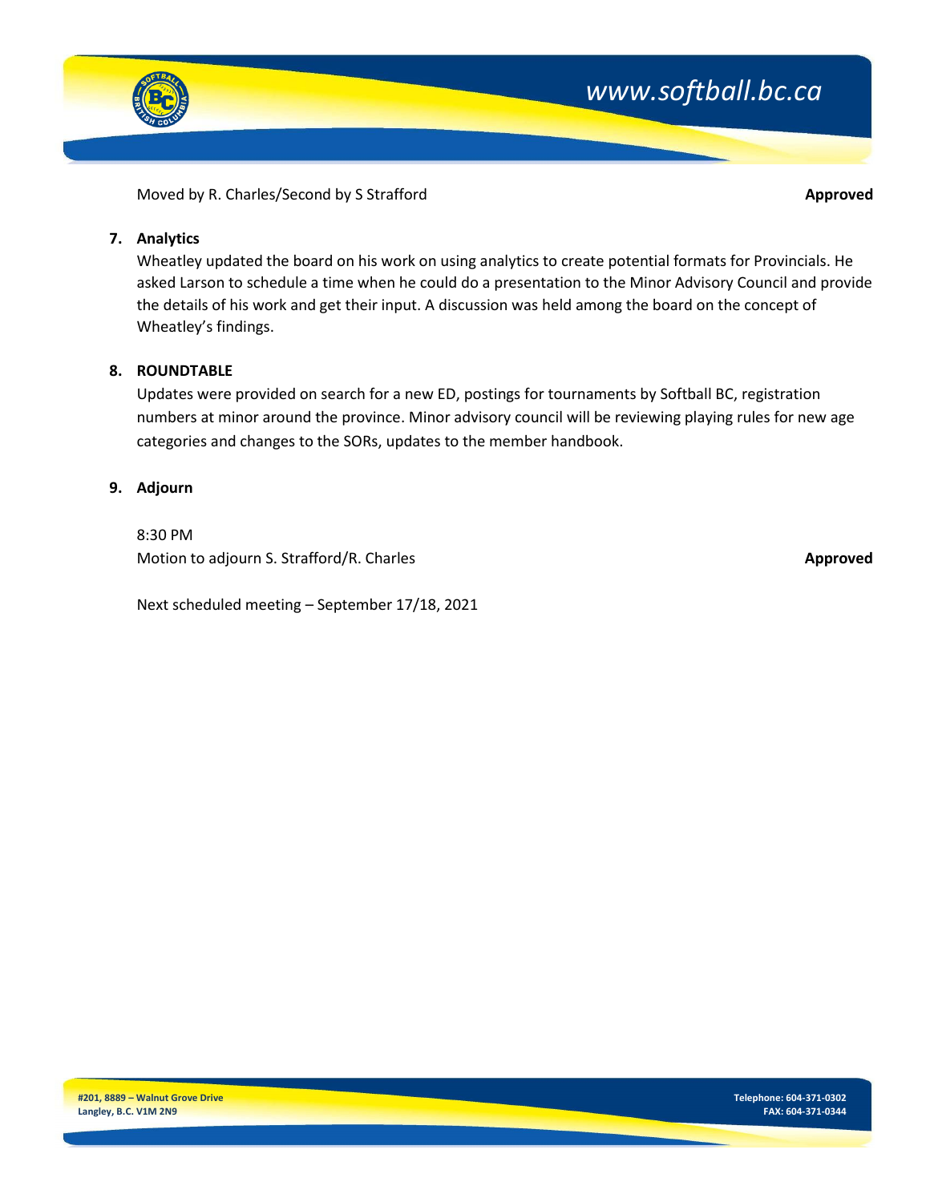Moved by R. Charles/Second by S Strafford **Approved**

7. **Analytics**

   Wheatley updated the board on his work on using analytics to create potential formats for Provincials. He asked Larson to schedule a time when he could do a presentation to the Minor Advisory Council and provide the details of his work and get their input. A discussion was held among the board on the concept of Wheatley's findings.

8. **ROUNDTABLE**

   Updates were provided on search for a new ED, postings for tournaments by Softball BC, registration numbers at minor around the province. Minor advisory council will be reviewing playing rules for new age categories and changes to the SORs, updates to the member handbook.

9. **Adjourn**

   8:30 PM
   Motion to adjourn S. Strafford/R. Charles **Approved**

   Next scheduled meeting – September 17/18, 2021